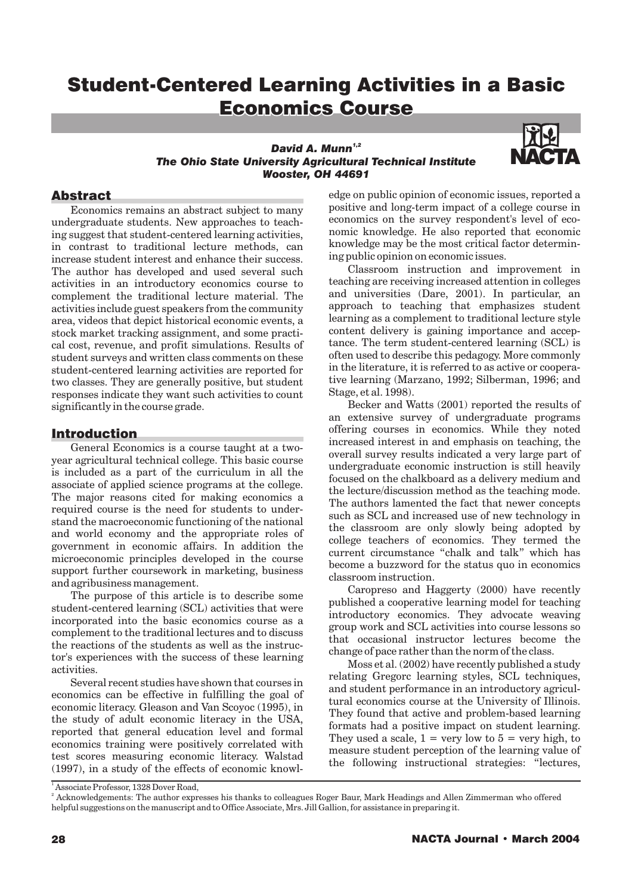# Student-Centered Learning Activities in a Basic Economics Course

***David A. Munn[1,2]***
***The Ohio State University Agricultural Technical Institute***
***Wooster, OH 44691***

## Abstract

Economics remains an abstract subject to many undergraduate students. New approaches to teaching suggest that student-centered learning activities, in contrast to traditional lecture methods, can increase student interest and enhance their success. The author has developed and used several such activities in an introductory economics course to complement the traditional lecture material. The activities include guest speakers from the community area, videos that depict historical economic events, a stock market tracking assignment, and some practical cost, revenue, and profit simulations. Results of student surveys and written class comments on these student-centered learning activities are reported for two classes. They are generally positive, but student responses indicate they want such activities to count significantly in the course grade.

## Introduction

General Economics is a course taught at a two-year agricultural technical college. This basic course is included as a part of the curriculum in all the associate of applied science programs at the college. The major reasons cited for making economics a required course is the need for students to understand the macroeconomic functioning of the national and world economy and the appropriate roles of government in economic affairs. In addition the microeconomic principles developed in the course support further coursework in marketing, business and agribusiness management.

The purpose of this article is to describe some student-centered learning (SCL) activities that were incorporated into the basic economics course as a complement to the traditional lectures and to discuss the reactions of the students as well as the instructor's experiences with the success of these learning activities.

Several recent studies have shown that courses in economics can be effective in fulfilling the goal of economic literacy. Gleason and Van Scoyoc (1995), in the study of adult economic literacy in the USA, reported that general education level and formal economics training were positively correlated with test scores measuring economic literacy. Walstad (1997), in a study of the effects of economic knowledge on public opinion of economic issues, reported a positive and long-term impact of a college course in economics on the survey respondent's level of economic knowledge. He also reported that economic knowledge may be the most critical factor determining public opinion on economic issues.

Classroom instruction and improvement in teaching are receiving increased attention in colleges and universities (Dare, 2001). In particular, an approach to teaching that emphasizes student learning as a complement to traditional lecture style content delivery is gaining importance and acceptance. The term student-centered learning (SCL) is often used to describe this pedagogy. More commonly in the literature, it is referred to as active or cooperative learning (Marzano, 1992; Silberman, 1996; and Stage, et al. 1998).

Becker and Watts (2001) reported the results of an extensive survey of undergraduate programs offering courses in economics. While they noted increased interest in and emphasis on teaching, the overall survey results indicated a very large part of undergraduate economic instruction is still heavily focused on the chalkboard as a delivery medium and the lecture/discussion method as the teaching mode. The authors lamented the fact that newer concepts such as SCL and increased use of new technology in the classroom are only slowly being adopted by college teachers of economics. They termed the current circumstance "chalk and talk" which has become a buzzword for the status quo in economics classroom instruction.

Caropreso and Haggerty (2000) have recently published a cooperative learning model for teaching introductory economics. They advocate weaving group work and SCL activities into course lessons so that occasional instructor lectures become the change of pace rather than the norm of the class.

Moss et al. (2002) have recently published a study relating Gregorc learning styles, SCL techniques, and student performance in an introductory agricultural economics course at the University of Illinois. They found that active and problem-based learning formats had a positive impact on student learning. They used a scale, 1 = very low to 5 = very high, to measure student perception of the learning value of the following instructional strategies: "lectures,

[1] Associate Professor, 1328 Dover Road,

[2] Acknowledgements: The author expresses his thanks to colleagues Roger Baur, Mark Headings and Allen Zimmerman who offered helpful suggestions on the manuscript and to Office Associate, Mrs. Jill Gallion, for assistance in preparing it.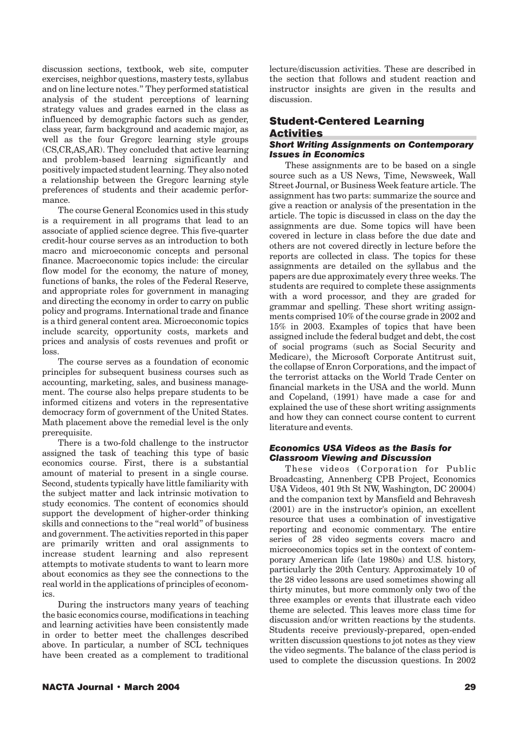discussion sections, textbook, web site, computer exercises, neighbor questions, mastery tests, syllabus and on line lecture notes." They performed statistical analysis of the student perceptions of learning strategy values and grades earned in the class as influenced by demographic factors such as gender, class year, farm background and academic major, as well as the four Gregorc learning style groups (CS,CR,AS,AR). They concluded that active learning and problem-based learning significantly and positively impacted student learning. They also noted a relationship between the Gregorc learning style preferences of students and their academic performance.

The course General Economics used in this study is a requirement in all programs that lead to an associate of applied science degree. This five-quarter credit-hour course serves as an introduction to both macro and microeconomic concepts and personal finance. Macroeconomic topics include: the circular flow model for the economy, the nature of money, functions of banks, the roles of the Federal Reserve, and appropriate roles for government in managing and directing the economy in order to carry on public policy and programs. International trade and finance is a third general content area. Microeconomic topics include scarcity, opportunity costs, markets and prices and analysis of costs revenues and profit or loss.

The course serves as a foundation of economic principles for subsequent business courses such as accounting, marketing, sales, and business management. The course also helps prepare students to be informed citizens and voters in the representative democracy form of government of the United States. Math placement above the remedial level is the only prerequisite.

There is a two-fold challenge to the instructor assigned the task of teaching this type of basic economics course. First, there is a substantial amount of material to present in a single course. Second, students typically have little familiarity with the subject matter and lack intrinsic motivation to study economics. The content of economics should support the development of higher-order thinking skills and connections to the "real world" of business and government. The activities reported in this paper are primarily written and oral assignments to increase student learning and also represent attempts to motivate students to want to learn more about economics as they see the connections to the real world in the applications of principles of economics.

During the instructors many years of teaching the basic economics course, modifications in teaching and learning activities have been consistently made in order to better meet the challenges described above. In particular, a number of SCL techniques have been created as a complement to traditional lecture/discussion activities. These are described in the section that follows and student reaction and instructor insights are given in the results and discussion.

## Student-Centered Learning Activities

### *Short Writing Assignments on Contemporary Issues in Economics*

These assignments are to be based on a single source such as a US News, Time, Newsweek, Wall Street Journal, or Business Week feature article. The assignment has two parts: summarize the source and give a reaction or analysis of the presentation in the article. The topic is discussed in class on the day the assignments are due. Some topics will have been covered in lecture in class before the due date and others are not covered directly in lecture before the reports are collected in class. The topics for these assignments are detailed on the syllabus and the papers are due approximately every three weeks. The students are required to complete these assignments with a word processor, and they are graded for grammar and spelling. These short writing assignments comprised 10% of the course grade in 2002 and 15% in 2003. Examples of topics that have been assigned include the federal budget and debt, the cost of social programs (such as Social Security and Medicare), the Microsoft Corporate Antitrust suit, the collapse of Enron Corporations, and the impact of the terrorist attacks on the World Trade Center on financial markets in the USA and the world. Munn and Copeland, (1991) have made a case for and explained the use of these short writing assignments and how they can connect course content to current literature and events.

### *Economics USA Videos as the Basis for Classroom Viewing and Discussion*

These videos (Corporation for Public Broadcasting, Annenberg CPB Project, Economics U$A Videos, 401 9th St NW, Washington, DC 20004) and the companion text by Mansfield and Behravesh (2001) are in the instructor's opinion, an excellent resource that uses a combination of investigative reporting and economic commentary. The entire series of 28 video segments covers macro and microeconomics topics set in the context of contemporary American life (late 1980s) and U.S. history, particularly the 20th Century. Approximately 10 of the 28 video lessons are used sometimes showing all thirty minutes, but more commonly only two of the three examples or events that illustrate each video theme are selected. This leaves more class time for discussion and/or written reactions by the students. Students receive previously-prepared, open-ended written discussion questions to jot notes as they view the video segments. The balance of the class period is used to complete the discussion questions. In 2002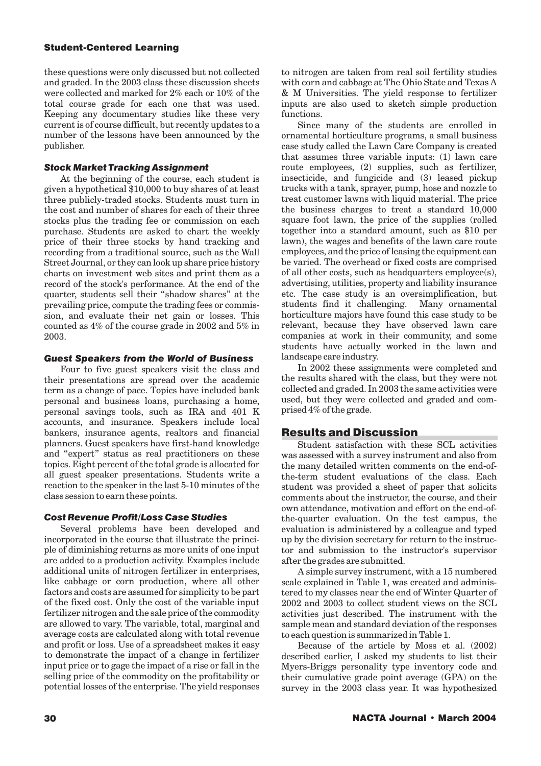these questions were only discussed but not collected and graded. In the 2003 class these discussion sheets were collected and marked for 2% each or 10% of the total course grade for each one that was used. Keeping any documentary studies like these very current is of course difficult, but recently updates to a number of the lessons have been announced by the publisher.

### *Stock Market Tracking Assignment*

At the beginning of the course, each student is given a hypothetical $10,000 to buy shares of at least three publicly-traded stocks. Students must turn in the cost and number of shares for each of their three stocks plus the trading fee or commission on each purchase. Students are asked to chart the weekly price of their three stocks by hand tracking and recording from a traditional source, such as the Wall Street Journal, or they can look up share price history charts on investment web sites and print them as a record of the stock's performance. At the end of the quarter, students sell their "shadow shares" at the prevailing price, compute the trading fees or commission, and evaluate their net gain or losses. This counted as 4% of the course grade in 2002 and 5% in 2003.

### *Guest Speakers from the World of Business*

Four to five guest speakers visit the class and their presentations are spread over the academic term as a change of pace. Topics have included bank personal and business loans, purchasing a home, personal savings tools, such as IRA and 401 K accounts, and insurance. Speakers include local bankers, insurance agents, realtors and financial planners. Guest speakers have first-hand knowledge and "expert" status as real practitioners on these topics. Eight percent of the total grade is allocated for all guest speaker presentations. Students write a reaction to the speaker in the last 5-10 minutes of the class session to earn these points.

### *Cost Revenue Profit/Loss Case Studies*

Several problems have been developed and incorporated in the course that illustrate the principle of diminishing returns as more units of one input are added to a production activity. Examples include additional units of nitrogen fertilizer in enterprises, like cabbage or corn production, where all other factors and costs are assumed for simplicity to be part of the fixed cost. Only the cost of the variable input fertilizer nitrogen and the sale price of the commodity are allowed to vary. The variable, total, marginal and average costs are calculated along with total revenue and profit or loss. Use of a spreadsheet makes it easy to demonstrate the impact of a change in fertilizer input price or to gage the impact of a rise or fall in the selling price of the commodity on the profitability or potential losses of the enterprise. The yield responses to nitrogen are taken from real soil fertility studies with corn and cabbage at The Ohio State and Texas A & M Universities. The yield response to fertilizer inputs are also used to sketch simple production functions.

Since many of the students are enrolled in ornamental horticulture programs, a small business case study called the Lawn Care Company is created that assumes three variable inputs: (1) lawn care route employees, (2) supplies, such as fertilizer, insecticide, and fungicide and (3) leased pickup trucks with a tank, sprayer, pump, hose and nozzle to treat customer lawns with liquid material. The price the business charges to treat a standard 10,000 square foot lawn, the price of the supplies (rolled together into a standard amount, such as $10 per lawn), the wages and benefits of the lawn care route employees, and the price of leasing the equipment can be varied. The overhead or fixed costs are comprised of all other costs, such as headquarters employee(s), advertising, utilities, property and liability insurance etc. The case study is an oversimplification, but students find it challenging. Many ornamental horticulture majors have found this case study to be relevant, because they have observed lawn care companies at work in their community, and some students have actually worked in the lawn and landscape care industry.

In 2002 these assignments were completed and the results shared with the class, but they were not collected and graded. In 2003 the same activities were used, but they were collected and graded and comprised 4% of the grade.

## Results and Discussion

Student satisfaction with these SCL activities was assessed with a survey instrument and also from the many detailed written comments on the end-of-the-term student evaluations of the class. Each student was provided a sheet of paper that solicits comments about the instructor, the course, and their own attendance, motivation and effort on the end-of-the-quarter evaluation. On the test campus, the evaluation is administered by a colleague and typed up by the division secretary for return to the instructor and submission to the instructor's supervisor after the grades are submitted.

A simple survey instrument, with a 15 numbered scale explained in Table 1, was created and administered to my classes near the end of Winter Quarter of 2002 and 2003 to collect student views on the SCL activities just described. The instrument with the sample mean and standard deviation of the responses to each question is summarized in Table 1.

Because of the article by Moss et al. (2002) described earlier, I asked my students to list their Myers-Briggs personality type inventory code and their cumulative grade point average (GPA) on the survey in the 2003 class year. It was hypothesized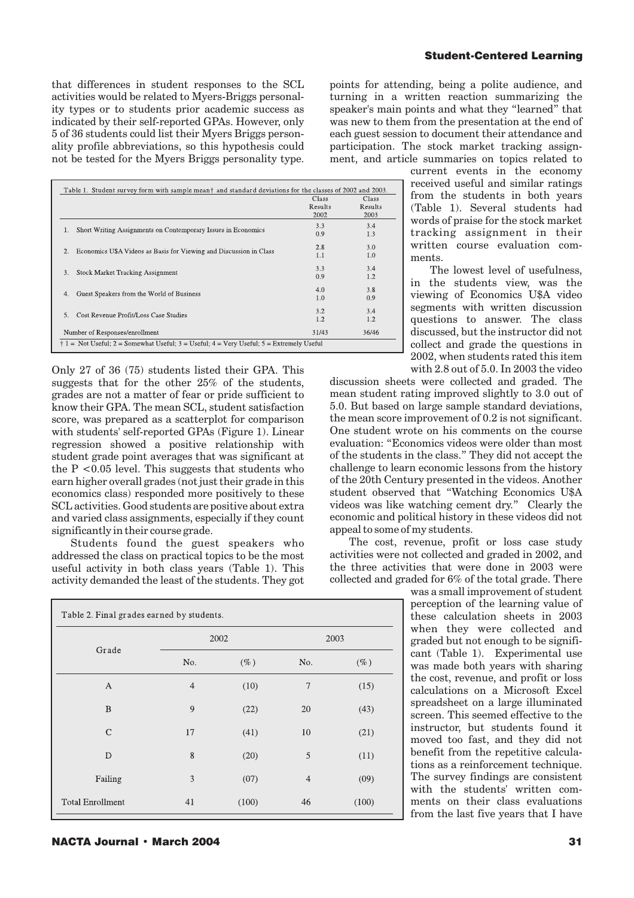that differences in student responses to the SCL activities would be related to Myers-Briggs personality types or to students prior academic success as indicated by their self-reported GPAs. However, only 5 of 36 students could list their Myers Briggs personality profile abbreviations, so this hypothesis could not be tested for the Myers Briggs personality type.

Table 1. Student survey form with sample mean† and standard deviations for the classes of 2002 and 2003.

| | Class Results 2002 | Class Results 2003 |
|---|---|---|
| 1. Short Writing Assignments on Contemporary Issues in Economics | 3.3<br>0.9 | 3.4<br>1.3 |
| 2. Economics U$A Videos as Basis for Viewing and Discussion in Class | 2.8<br>1.1 | 3.0<br>1.0 |
| 3. Stock Market Tracking Assignment | 3.3<br>0.9 | 3.4<br>1.2 |
| 4. Guest Speakers from the World of Business | 4.0<br>1.0 | 3.8<br>0.9 |
| 5. Cost Revenue Profit/Loss Case Studies | 3.2<br>1.2 | 3.4<br>1.2 |
| Number of Responses/enrollment | 31/43 | 36/46 |

† 1 = Not Useful; 2 = Somewhat Useful; 3 = Useful; 4 = Very Useful; 5 = Extremely Useful

Only 27 of 36 (75) students listed their GPA. This suggests that for the other 25% of the students, grades are not a matter of fear or pride sufficient to know their GPA. The mean SCL, student satisfaction score, was prepared as a scatterplot for comparison with students' self-reported GPAs (Figure 1). Linear regression showed a positive relationship with student grade point averages that was significant at the $P < 0.05$ level. This suggests that students who earn higher overall grades (not just their grade in this economics class) responded more positively to these SCL activities. Good students are positive about extra and varied class assignments, especially if they count significantly in their course grade.

Students found the guest speakers who addressed the class on practical topics to be the most useful activity in both class years (Table 1). This activity demanded the least of the students. They got points for attending, being a polite audience, and turning in a written reaction summarizing the speaker's main points and what they "learned" that was new to them from the presentation at the end of each guest session to document their attendance and participation. The stock market tracking assignment, and article summaries on topics related to current events in the economy received useful and similar ratings from the students in both years (Table 1). Several students had words of praise for the stock market tracking assignment in their written course evaluation comments.

The lowest level of usefulness, in the students view, was the viewing of Economics U$A video segments with written discussion questions to answer. The class discussed, but the instructor did not collect and grade the questions in 2002, when students rated this item with 2.8 out of 5.0. In 2003 the video discussion sheets were collected and graded. The mean student rating improved slightly to 3.0 out of 5.0. But based on large sample standard deviations, the mean score improvement of 0.2 is not significant. One student wrote on his comments on the course evaluation: "Economics videos were older than most of the students in the class." They did not accept the challenge to learn economic lessons from the history of the 20th Century presented in the videos. Another student observed that "Watching Economics U$A videos was like watching cement dry." Clearly the economic and political history in these videos did not appeal to some of my students.

The cost, revenue, profit or loss case study activities were not collected and graded in 2002, and the three activities that were done in 2003 were collected and graded for 6% of the total grade. There was a small improvement of student perception of the learning value of these calculation sheets in 2003 when they were collected and graded but not enough to be significant (Table 1). Experimental use was made both years with sharing the cost, revenue, and profit or loss calculations on a Microsoft Excel spreadsheet on a large illuminated screen. This seemed effective to the instructor, but students found it moved too fast, and they did not benefit from the repetitive calculations as a reinforcement technique. The survey findings are consistent with the students' written comments on their class evaluations from the last five years that I have

Table 2. Final grades earned by students.

| Grade | 2002 | | 2003 | |
|---|---|---|---|---|
| | No. | (%) | No. | (%) |
| A | 4 | (10) | 7 | (15) |
| B | 9 | (22) | 20 | (43) |
| C | 17 | (41) | 10 | (21) |
| D | 8 | (20) | 5 | (11) |
| Failing | 3 | (07) | 4 | (09) |
| Total Enrollment | 41 | (100) | 46 | (100) |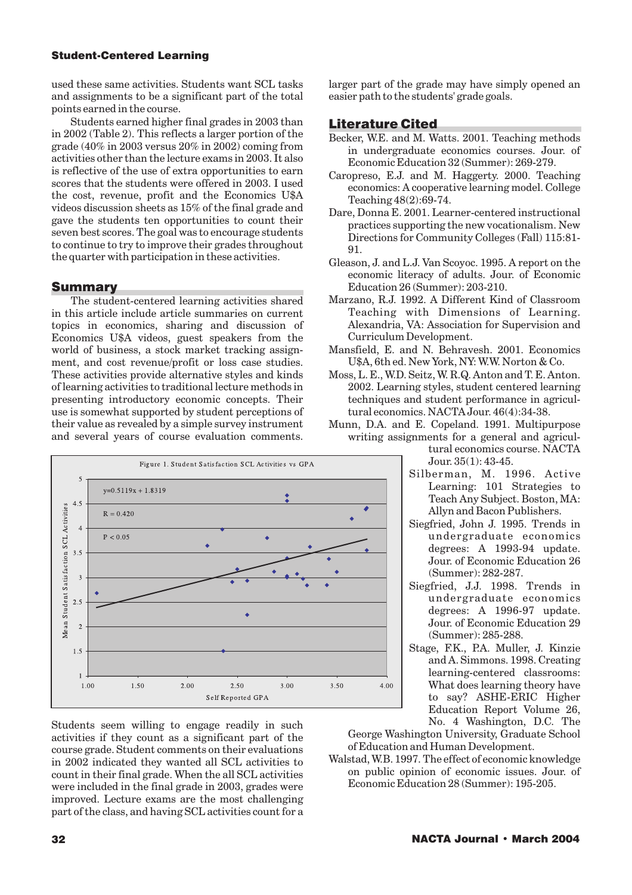used these same activities. Students want SCL tasks and assignments to be a significant part of the total points earned in the course.

Students earned higher final grades in 2003 than in 2002 (Table 2). This reflects a larger portion of the grade (40% in 2003 versus 20% in 2002) coming from activities other than the lecture exams in 2003. It also is reflective of the use of extra opportunities to earn scores that the students were offered in 2003. I used the cost, revenue, profit and the Economics U$A videos discussion sheets as 15% of the final grade and gave the students ten opportunities to count their seven best scores. The goal was to encourage students to continue to try to improve their grades throughout the quarter with participation in these activities.

## Summary

The student-centered learning activities shared in this article include article summaries on current topics in economics, sharing and discussion of Economics U$A videos, guest speakers from the world of business, a stock market tracking assignment, and cost revenue/profit or loss case studies. These activities provide alternative styles and kinds of learning activities to traditional lecture methods in presenting introductory economic concepts. Their use is somewhat supported by student perceptions of their value as revealed by a simple survey instrument and several years of course evaluation comments.

Figure 1. Student Satisfaction SCL Activities vs GPA

y=0.5119x + 1.8319

R = 0.420

P < 0.05

Mean Student Satisfaction SCL Activities

Self Reported GPA

1 1.5 2 2.5 3 3.5 4 4.5 5

1.00 1.50 2.00 2.50 3.00 3.50 4.00

Students seem willing to engage readily in such activities if they count as a significant part of the course grade. Student comments on their evaluations in 2002 indicated they wanted all SCL activities to count in their final grade. When the all SCL activities were included in the final grade in 2003, grades were improved. Lecture exams are the most challenging part of the class, and having SCL activities count for a larger part of the grade may have simply opened an easier path to the students' grade goals.

## Literature Cited

Becker, W.E. and M. Watts. 2001. Teaching methods in undergraduate economics courses. Jour. of Economic Education 32 (Summer): 269-279.

Caropreso, E.J. and M. Haggerty. 2000. Teaching economics: A cooperative learning model. College Teaching 48(2):69-74.

Dare, Donna E. 2001. Learner-centered instructional practices supporting the new vocationalism. New Directions for Community Colleges (Fall) 115:81-91.

Gleason, J. and L.J. Van Scoyoc. 1995. A report on the economic literacy of adults. Jour. of Economic Education 26 (Summer): 203-210.

Marzano, R.J. 1992. A Different Kind of Classroom Teaching with Dimensions of Learning. Alexandria, VA: Association for Supervision and Curriculum Development.

Mansfield, E. and N. Behravesh. 2001. Economics U$A, 6th ed. New York, NY: W.W. Norton & Co.

Moss, L. E., W.D. Seitz, W. R.Q. Anton and T. E. Anton. 2002. Learning styles, student centered learning techniques and student performance in agricultural economics. NACTA Jour. 46(4):34-38.

Munn, D.A. and E. Copeland. 1991. Multipurpose writing assignments for a general and agricultural economics course. NACTA Jour. 35(1): 43-45.

Silberman, M. 1996. Active Learning: 101 Strategies to Teach Any Subject. Boston, MA: Allyn and Bacon Publishers.

Siegfried, John J. 1995. Trends in undergraduate economics degrees: A 1993-94 update. Jour. of Economic Education 26 (Summer): 282-287.

Siegfried, J.J. 1998. Trends in undergraduate economics degrees: A 1996-97 update. Jour. of Economic Education 29 (Summer): 285-288.

Stage, F.K., P.A. Muller, J. Kinzie and A. Simmons. 1998. Creating learning-centered classrooms: What does learning theory have to say? ASHE-ERIC Higher Education Report Volume 26, No. 4 Washington, D.C. The George Washington University, Graduate School of Education and Human Development.

Walstad, W.B. 1997. The effect of economic knowledge on public opinion of economic issues. Jour. of Economic Education 28 (Summer): 195-205.